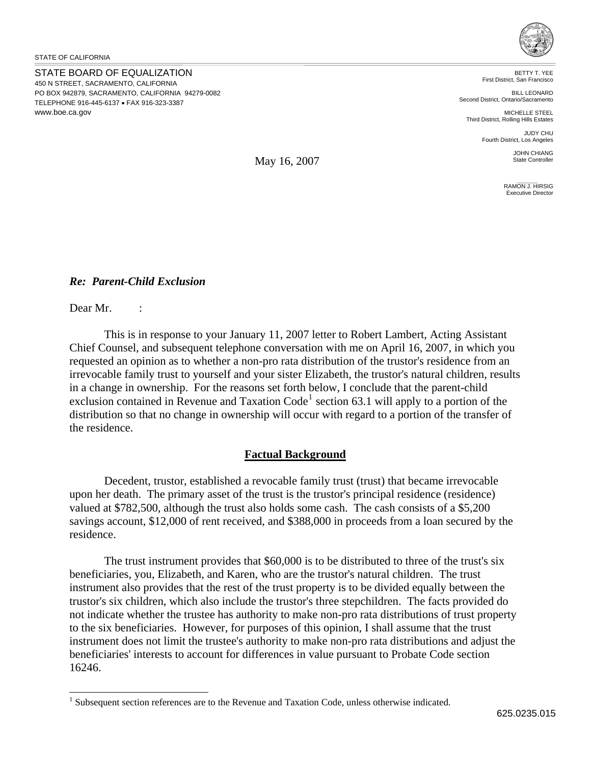STATE OF CALIFORNIA

STATE BOARD OF EQUALIZATION
450 N STREET, SACRAMENTO, CALIFORNIA
PO BOX 942879, SACRAMENTO, CALIFORNIA 94279-0082
TELEPHONE 916-445-6137 • FAX 916-323-3387
www.boe.ca.gov

BETTY T. YEE
First District, San Francisco

BILL LEONARD
Second District, Ontario/Sacramento

MICHELLE STEEL
Third District, Rolling Hills Estates

JUDY CHU
Fourth District, Los Angeles

JOHN CHIANG
State Controller

RAMON J. HIRSIG
Executive Director

May 16, 2007

***Re: Parent-Child Exclusion***

Dear Mr. :

This is in response to your January 11, 2007 letter to Robert Lambert, Acting Assistant Chief Counsel, and subsequent telephone conversation with me on April 16, 2007, in which you requested an opinion as to whether a non-pro rata distribution of the trustor's residence from an irrevocable family trust to yourself and your sister Elizabeth, the trustor's natural children, results in a change in ownership. For the reasons set forth below, I conclude that the parent-child exclusion contained in Revenue and Taxation Code[1] section 63.1 will apply to a portion of the distribution so that no change in ownership will occur with regard to a portion of the transfer of the residence.

## Factual Background

Decedent, trustor, established a revocable family trust (trust) that became irrevocable upon her death. The primary asset of the trust is the trustor's principal residence (residence) valued at $782,500, although the trust also holds some cash. The cash consists of a $5,200 savings account, $12,000 of rent received, and $388,000 in proceeds from a loan secured by the residence.

The trust instrument provides that $60,000 is to be distributed to three of the trust's six beneficiaries, you, Elizabeth, and Karen, who are the trustor's natural children. The trust instrument also provides that the rest of the trust property is to be divided equally between the trustor's six children, which also include the trustor's three stepchildren. The facts provided do not indicate whether the trustee has authority to make non-pro rata distributions of trust property to the six beneficiaries. However, for purposes of this opinion, I shall assume that the trust instrument does not limit the trustee's authority to make non-pro rata distributions and adjust the beneficiaries' interests to account for differences in value pursuant to Probate Code section 16246.

[1] Subsequent section references are to the Revenue and Taxation Code, unless otherwise indicated.

625.0235.015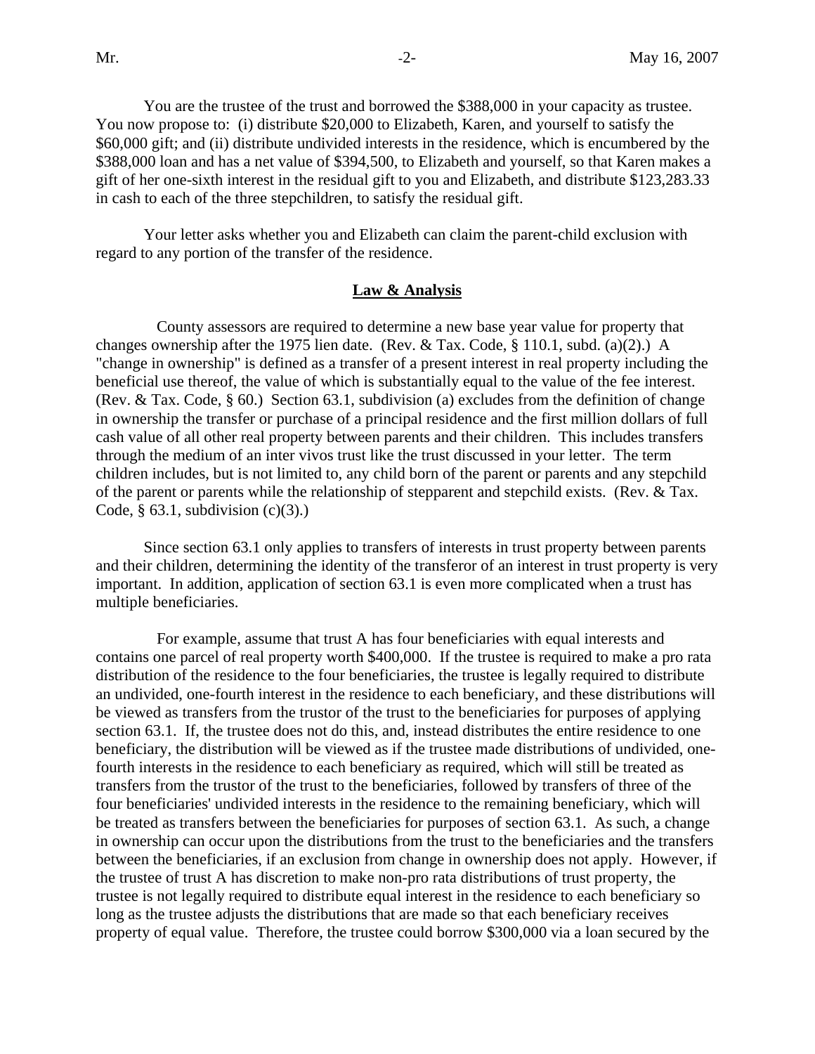You are the trustee of the trust and borrowed the $388,000 in your capacity as trustee. You now propose to: (i) distribute $20,000 to Elizabeth, Karen, and yourself to satisfy the $60,000 gift; and (ii) distribute undivided interests in the residence, which is encumbered by the $388,000 loan and has a net value of $394,500, to Elizabeth and yourself, so that Karen makes a gift of her one-sixth interest in the residual gift to you and Elizabeth, and distribute $123,283.33 in cash to each of the three stepchildren, to satisfy the residual gift.

Your letter asks whether you and Elizabeth can claim the parent-child exclusion with regard to any portion of the transfer of the residence.

## **Law & Analysis**

County assessors are required to determine a new base year value for property that changes ownership after the 1975 lien date. (Rev. & Tax. Code, § 110.1, subd. (a)(2).) A "change in ownership" is defined as a transfer of a present interest in real property including the beneficial use thereof, the value of which is substantially equal to the value of the fee interest. (Rev. & Tax. Code, § 60.) Section 63.1, subdivision (a) excludes from the definition of change in ownership the transfer or purchase of a principal residence and the first million dollars of full cash value of all other real property between parents and their children. This includes transfers through the medium of an inter vivos trust like the trust discussed in your letter. The term children includes, but is not limited to, any child born of the parent or parents and any stepchild of the parent or parents while the relationship of stepparent and stepchild exists. (Rev. & Tax. Code, § 63.1, subdivision (c)(3).)

Since section 63.1 only applies to transfers of interests in trust property between parents and their children, determining the identity of the transferor of an interest in trust property is very important. In addition, application of section 63.1 is even more complicated when a trust has multiple beneficiaries.

For example, assume that trust A has four beneficiaries with equal interests and contains one parcel of real property worth $400,000. If the trustee is required to make a pro rata distribution of the residence to the four beneficiaries, the trustee is legally required to distribute an undivided, one-fourth interest in the residence to each beneficiary, and these distributions will be viewed as transfers from the trustor of the trust to the beneficiaries for purposes of applying section 63.1. If, the trustee does not do this, and, instead distributes the entire residence to one beneficiary, the distribution will be viewed as if the trustee made distributions of undivided, one-fourth interests in the residence to each beneficiary as required, which will still be treated as transfers from the trustor of the trust to the beneficiaries, followed by transfers of three of the four beneficiaries' undivided interests in the residence to the remaining beneficiary, which will be treated as transfers between the beneficiaries for purposes of section 63.1. As such, a change in ownership can occur upon the distributions from the trust to the beneficiaries and the transfers between the beneficiaries, if an exclusion from change in ownership does not apply. However, if the trustee of trust A has discretion to make non-pro rata distributions of trust property, the trustee is not legally required to distribute equal interest in the residence to each beneficiary so long as the trustee adjusts the distributions that are made so that each beneficiary receives property of equal value. Therefore, the trustee could borrow $300,000 via a loan secured by the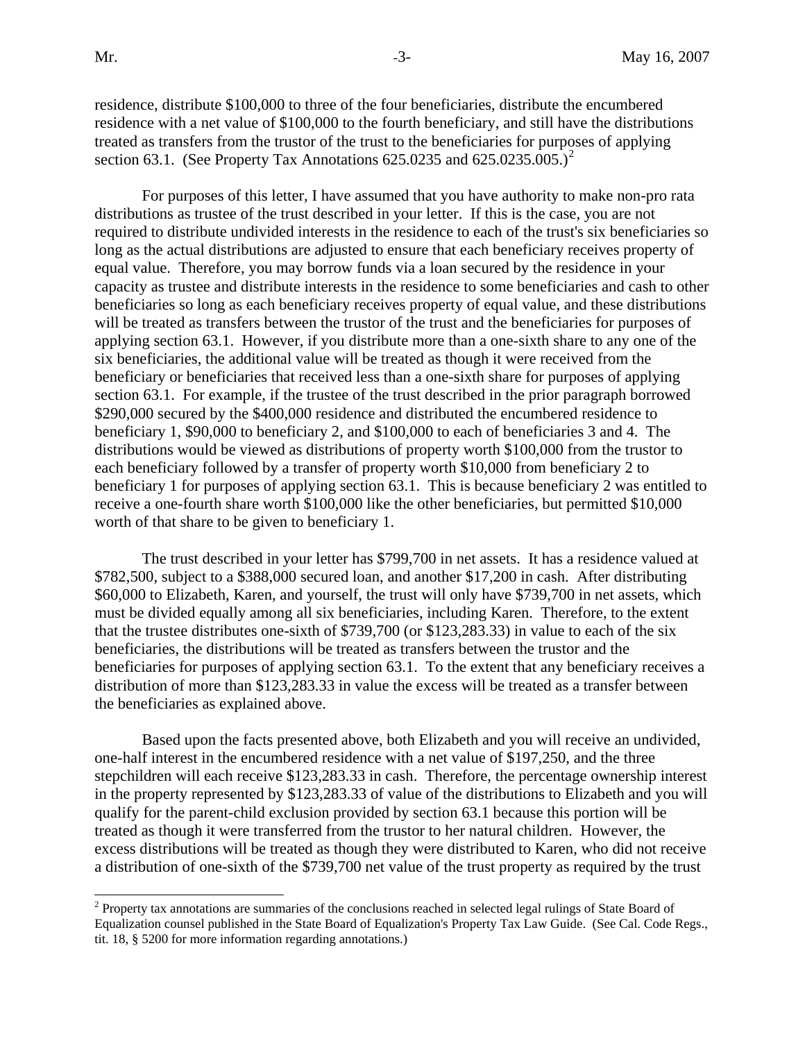residence, distribute \$100,000 to three of the four beneficiaries, distribute the encumbered residence with a net value of \$100,000 to the fourth beneficiary, and still have the distributions treated as transfers from the trustor of the trust to the beneficiaries for purposes of applying section 63.1. (See Property Tax Annotations 625.0235 and 625.0235.005.)[2]

For purposes of this letter, I have assumed that you have authority to make non-pro rata distributions as trustee of the trust described in your letter. If this is the case, you are not required to distribute undivided interests in the residence to each of the trust's six beneficiaries so long as the actual distributions are adjusted to ensure that each beneficiary receives property of equal value. Therefore, you may borrow funds via a loan secured by the residence in your capacity as trustee and distribute interests in the residence to some beneficiaries and cash to other beneficiaries so long as each beneficiary receives property of equal value, and these distributions will be treated as transfers between the trustor of the trust and the beneficiaries for purposes of applying section 63.1. However, if you distribute more than a one-sixth share to any one of the six beneficiaries, the additional value will be treated as though it were received from the beneficiary or beneficiaries that received less than a one-sixth share for purposes of applying section 63.1. For example, if the trustee of the trust described in the prior paragraph borrowed \$290,000 secured by the \$400,000 residence and distributed the encumbered residence to beneficiary 1, \$90,000 to beneficiary 2, and \$100,000 to each of beneficiaries 3 and 4. The distributions would be viewed as distributions of property worth \$100,000 from the trustor to each beneficiary followed by a transfer of property worth \$10,000 from beneficiary 2 to beneficiary 1 for purposes of applying section 63.1. This is because beneficiary 2 was entitled to receive a one-fourth share worth \$100,000 like the other beneficiaries, but permitted \$10,000 worth of that share to be given to beneficiary 1.

The trust described in your letter has \$799,700 in net assets. It has a residence valued at \$782,500, subject to a \$388,000 secured loan, and another \$17,200 in cash. After distributing \$60,000 to Elizabeth, Karen, and yourself, the trust will only have \$739,700 in net assets, which must be divided equally among all six beneficiaries, including Karen. Therefore, to the extent that the trustee distributes one-sixth of \$739,700 (or \$123,283.33) in value to each of the six beneficiaries, the distributions will be treated as transfers between the trustor and the beneficiaries for purposes of applying section 63.1. To the extent that any beneficiary receives a distribution of more than \$123,283.33 in value the excess will be treated as a transfer between the beneficiaries as explained above.

Based upon the facts presented above, both Elizabeth and you will receive an undivided, one-half interest in the encumbered residence with a net value of \$197,250, and the three stepchildren will each receive \$123,283.33 in cash. Therefore, the percentage ownership interest in the property represented by \$123,283.33 of value of the distributions to Elizabeth and you will qualify for the parent-child exclusion provided by section 63.1 because this portion will be treated as though it were transferred from the trustor to her natural children. However, the excess distributions will be treated as though they were distributed to Karen, who did not receive a distribution of one-sixth of the \$739,700 net value of the trust property as required by the trust

[2] Property tax annotations are summaries of the conclusions reached in selected legal rulings of State Board of Equalization counsel published in the State Board of Equalization's Property Tax Law Guide. (See Cal. Code Regs., tit. 18, § 5200 for more information regarding annotations.)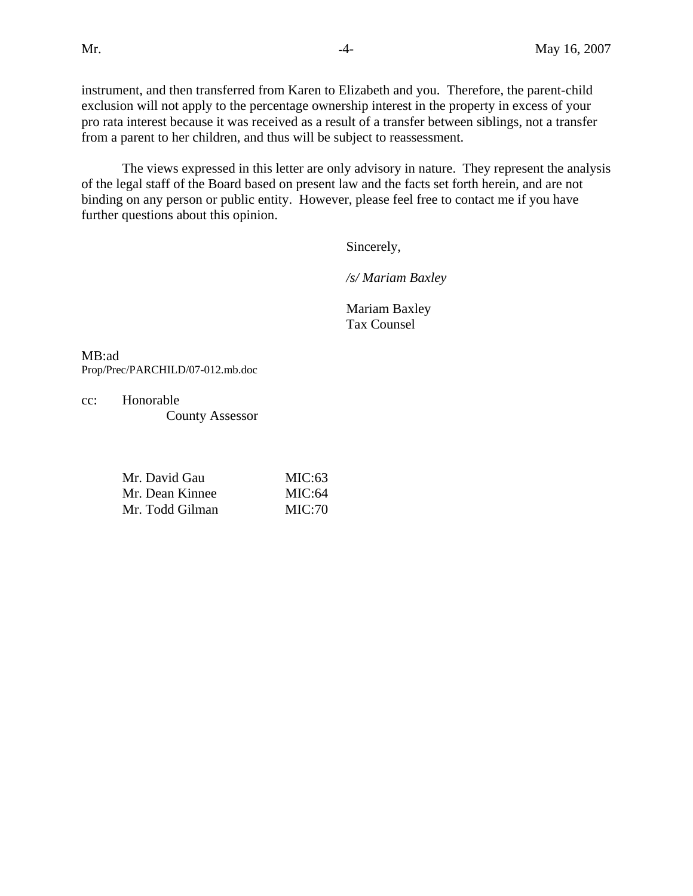instrument, and then transferred from Karen to Elizabeth and you. Therefore, the parent-child exclusion will not apply to the percentage ownership interest in the property in excess of your pro rata interest because it was received as a result of a transfer between siblings, not a transfer from a parent to her children, and thus will be subject to reassessment.

The views expressed in this letter are only advisory in nature. They represent the analysis of the legal staff of the Board based on present law and the facts set forth herein, and are not binding on any person or public entity. However, please feel free to contact me if you have further questions about this opinion.

Sincerely,

*/s/ Mariam Baxley*

Mariam Baxley
Tax Counsel

MB:ad
Prop/Prec/PARCHILD/07-012.mb.doc

cc: Honorable
County Assessor

| | |
|---|---|
| Mr. David Gau | MIC:63 |
| Mr. Dean Kinnee | MIC:64 |
| Mr. Todd Gilman | MIC:70 |